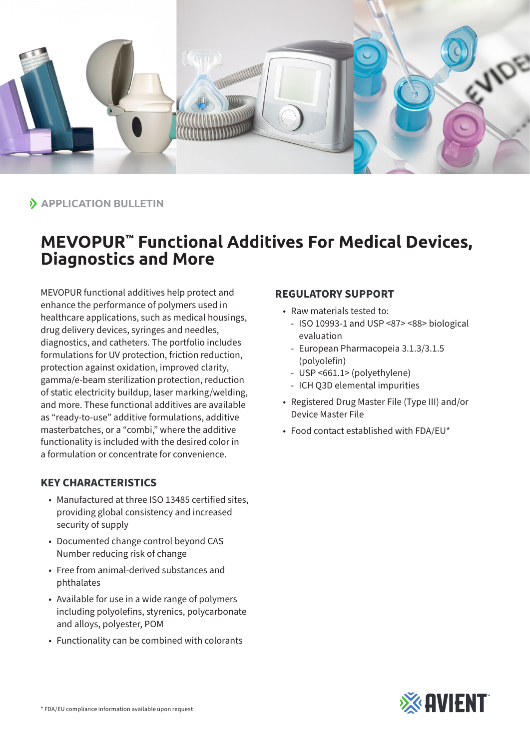APPLICATION BULLETIN

# MEVOPUR™ Functional Additives For Medical Devices, Diagnostics and More

MEVOPUR functional additives help protect and enhance the performance of polymers used in healthcare applications, such as medical housings, drug delivery devices, syringes and needles, diagnostics, and catheters. The portfolio includes formulations for UV protection, friction reduction, protection against oxidation, improved clarity, gamma/e-beam sterilization protection, reduction of static electricity buildup, laser marking/welding, and more. These functional additives are available as "ready-to-use" additive formulations, additive masterbatches, or a "combi," where the additive functionality is included with the desired color in a formulation or concentrate for convenience.

## KEY CHARACTERISTICS

- Manufactured at three ISO 13485 certified sites, providing global consistency and increased security of supply
- Documented change control beyond CAS Number reducing risk of change
- Free from animal-derived substances and phthalates
- Available for use in a wide range of polymers including polyolefins, styrenics, polycarbonate and alloys, polyester, POM
- Functionality can be combined with colorants

## REGULATORY SUPPORT

- Raw materials tested to:
  - ISO 10993-1 and USP <87> <88> biological evaluation
  - European Pharmacopeia 3.1.3/3.1.5 (polyolefin)
  - USP <661.1> (polyethylene)
  - ICH Q3D elemental impurities
- Registered Drug Master File (Type III) and/or Device Master File
- Food contact established with FDA/EU*

* FDA/EU compliance information available upon request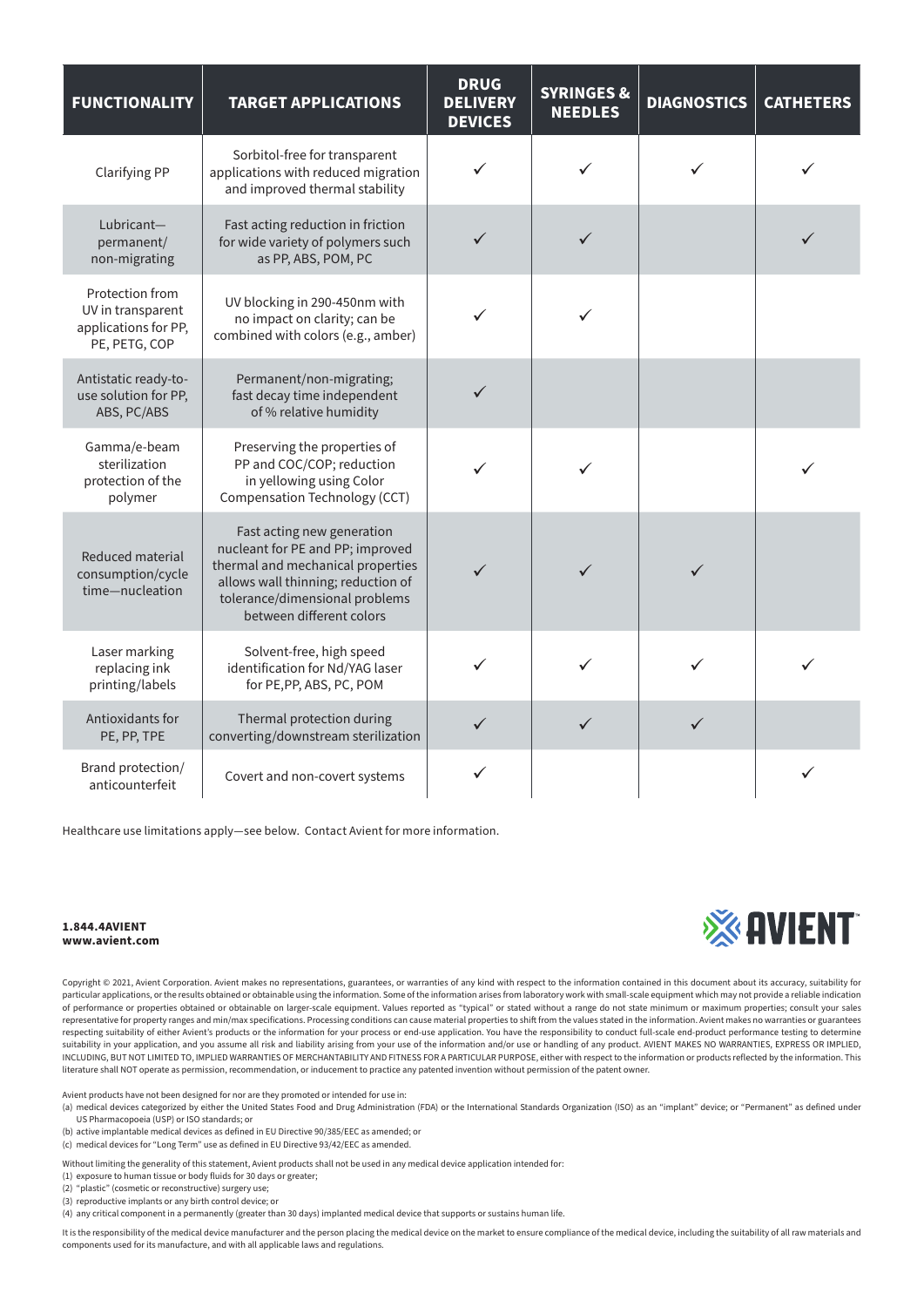| FUNCTIONALITY | TARGET APPLICATIONS | DRUG DELIVERY DEVICES | SYRINGES & NEEDLES | DIAGNOSTICS | CATHETERS |
|---|---|---|---|---|---|
| Clarifying PP | Sorbitol-free for transparent applications with reduced migration and improved thermal stability | ✓ | ✓ | ✓ | ✓ |
| Lubricant—permanent/non-migrating | Fast acting reduction in friction for wide variety of polymers such as PP, ABS, POM, PC | ✓ | ✓ | | ✓ |
| Protection from UV in transparent applications for PP, PE, PETG, COP | UV blocking in 290-450nm with no impact on clarity; can be combined with colors (e.g., amber) | ✓ | ✓ | | |
| Antistatic ready-to-use solution for PP, ABS, PC/ABS | Permanent/non-migrating; fast decay time independent of % relative humidity | ✓ | | | |
| Gamma/e-beam sterilization protection of the polymer | Preserving the properties of PP and COC/COP; reduction in yellowing using Color Compensation Technology (CCT) | ✓ | ✓ | | ✓ |
| Reduced material consumption/cycle time—nucleation | Fast acting new generation nucleant for PE and PP; improved thermal and mechanical properties allows wall thinning; reduction of tolerance/dimensional problems between different colors | ✓ | ✓ | ✓ | |
| Laser marking replacing ink printing/labels | Solvent-free, high speed identification for Nd/YAG laser for PE,PP, ABS, PC, POM | ✓ | ✓ | ✓ | ✓ |
| Antioxidants for PE, PP, TPE | Thermal protection during converting/downstream sterilization | ✓ | ✓ | ✓ | |
| Brand protection/anticounterfeit | Covert and non-covert systems | ✓ | | | ✓ |

Healthcare use limitations apply—see below. Contact Avient for more information.

**1.844.4AVIENT**
**www.avient.com**

AVIENT

Copyright © 2021, Avient Corporation. Avient makes no representations, guarantees, or warranties of any kind with respect to the information contained in this document about its accuracy, suitability for particular applications, or the results obtained or obtainable using the information. Some of the information arises from laboratory work with small-scale equipment which may not provide a reliable indication of performance or properties obtained or obtainable on larger-scale equipment. Values reported as "typical" or stated without a range do not state minimum or maximum properties; consult your sales representative for property ranges and min/max specifications. Processing conditions can cause material properties to shift from the values stated in the information. Avient makes no warranties or guarantees respecting suitability of either Avient's products or the information for your process or end-use application. You have the responsibility to conduct full-scale end-product performance testing to determine suitability in your application, and you assume all risk and liability arising from your use of the information and/or use or handling of any product. AVIENT MAKES NO WARRANTIES, EXPRESS OR IMPLIED, INCLUDING, BUT NOT LIMITED TO, IMPLIED WARRANTIES OF MERCHANTABILITY AND FITNESS FOR A PARTICULAR PURPOSE, either with respect to the information or products reflected by the information. This literature shall NOT operate as permission, recommendation, or inducement to practice any patented invention without permission of the patent owner.

Avient products have not been designed for nor are they promoted or intended for use in:

(a) medical devices categorized by either the United States Food and Drug Administration (FDA) or the International Standards Organization (ISO) as an "implant" device; or "Permanent" as defined under US Pharmacopoeia (USP) or ISO standards; or
(b) active implantable medical devices as defined in EU Directive 90/385/EEC as amended; or
(c) medical devices for "Long Term" use as defined in EU Directive 93/42/EEC as amended.

Without limiting the generality of this statement, Avient products shall not be used in any medical device application intended for:

(1) exposure to human tissue or body fluids for 30 days or greater;
(2) "plastic" (cosmetic or reconstructive) surgery use;
(3) reproductive implants or any birth control device; or
(4) any critical component in a permanently (greater than 30 days) implanted medical device that supports or sustains human life.

It is the responsibility of the medical device manufacturer and the person placing the medical device on the market to ensure compliance of the medical device, including the suitability of all raw materials and components used for its manufacture, and with all applicable laws and regulations.